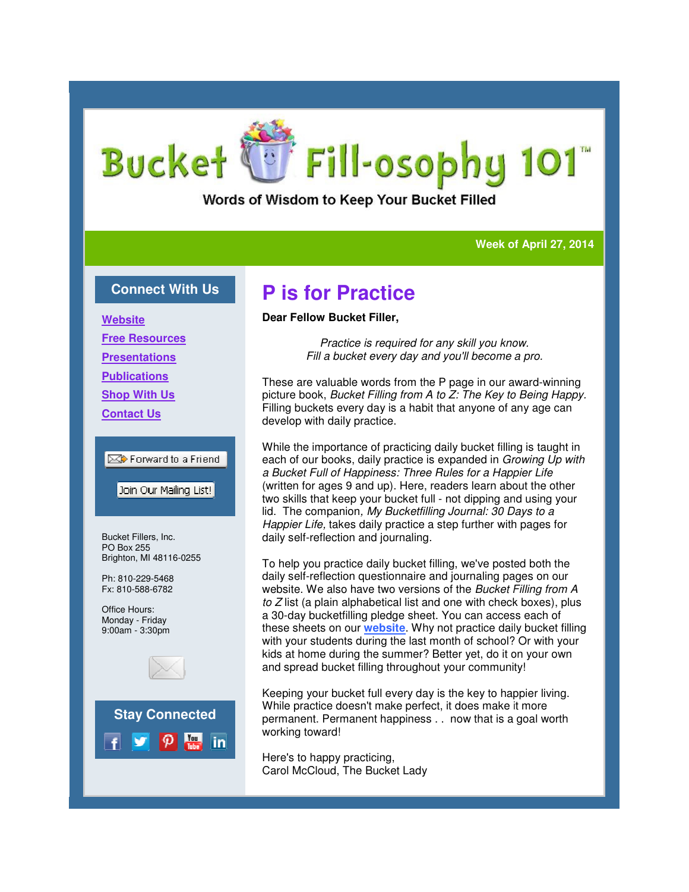# Bucket Fill-osophy 101™

Words of Wisdom to Keep Your Bucket Filled

**Week of April 27, 2014**

## P is for Practice

**Dear Fellow Bucket Filler,**

*Practice is required for any skill you know.*
*Fill a bucket every day and you'll become a pro.*

These are valuable words from the P page in our award-winning picture book, *Bucket Filling from A to Z: The Key to Being Happy.* Filling buckets every day is a habit that anyone of any age can develop with daily practice.

While the importance of practicing daily bucket filling is taught in each of our books, daily practice is expanded in *Growing Up with a Bucket Full of Happiness: Three Rules for a Happier Life* (written for ages 9 and up). Here, readers learn about the other two skills that keep your bucket full - not dipping and using your lid. The companion, *My Bucketfilling Journal: 30 Days to a Happier Life,* takes daily practice a step further with pages for daily self-reflection and journaling.

To help you practice daily bucket filling, we've posted both the daily self-reflection questionnaire and journaling pages on our website. We also have two versions of the *Bucket Filling from A to Z* list (a plain alphabetical list and one with check boxes), plus a 30-day bucketfilling pledge sheet. You can access each of these sheets on our **website**. Why not practice daily bucket filling with your students during the last month of school? Or with your kids at home during the summer? Better yet, do it on your own and spread bucket filling throughout your community!

Keeping your bucket full every day is the key to happier living. While practice doesn't make perfect, it does make it more permanent. Permanent happiness . . now that is a goal worth working toward!

Here's to happy practicing,
Carol McCloud, The Bucket Lady

## Connect With Us

- **Website**
- **Free Resources**
- **Presentations**
- **Publications**
- **Shop With Us**
- **Contact Us**

Forward to a Friend

Join Our Mailing List!

Bucket Fillers, Inc.
PO Box 255
Brighton, MI 48116-0255

Ph: 810-229-5468
Fx: 810-588-6782

Office Hours:
Monday - Friday
9:00am - 3:30pm

## Stay Connected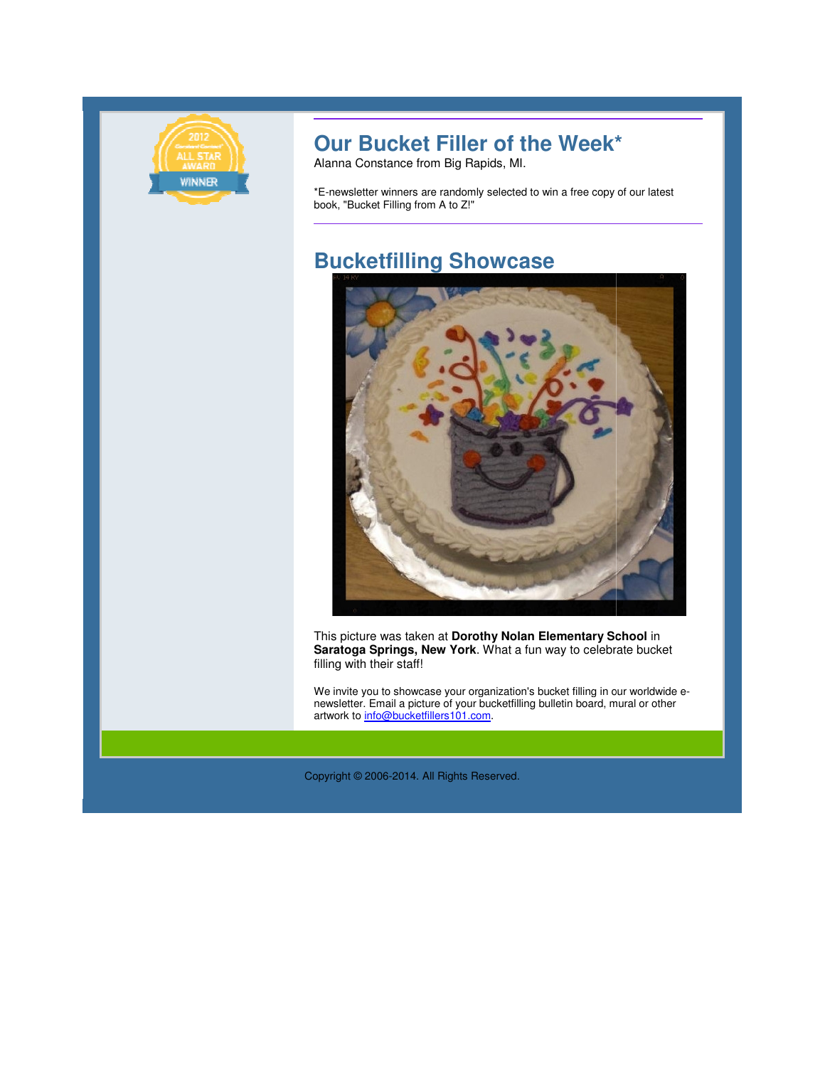## Our Bucket Filler of the Week*

Alanna Constance from Big Rapids, MI.

*E-newsletter winners are randomly selected to win a free copy of our latest book, "Bucket Filling from A to Z!"

## Bucketfilling Showcase

This picture was taken at **Dorothy Nolan Elementary School** in **Saratoga Springs, New York**. What a fun way to celebrate bucket filling with their staff!

We invite you to showcase your organization's bucket filling in our worldwide e-newsletter. Email a picture of your bucketfilling bulletin board, mural or other artwork to info@bucketfillers101.com.

Copyright © 2006-2014. All Rights Reserved.